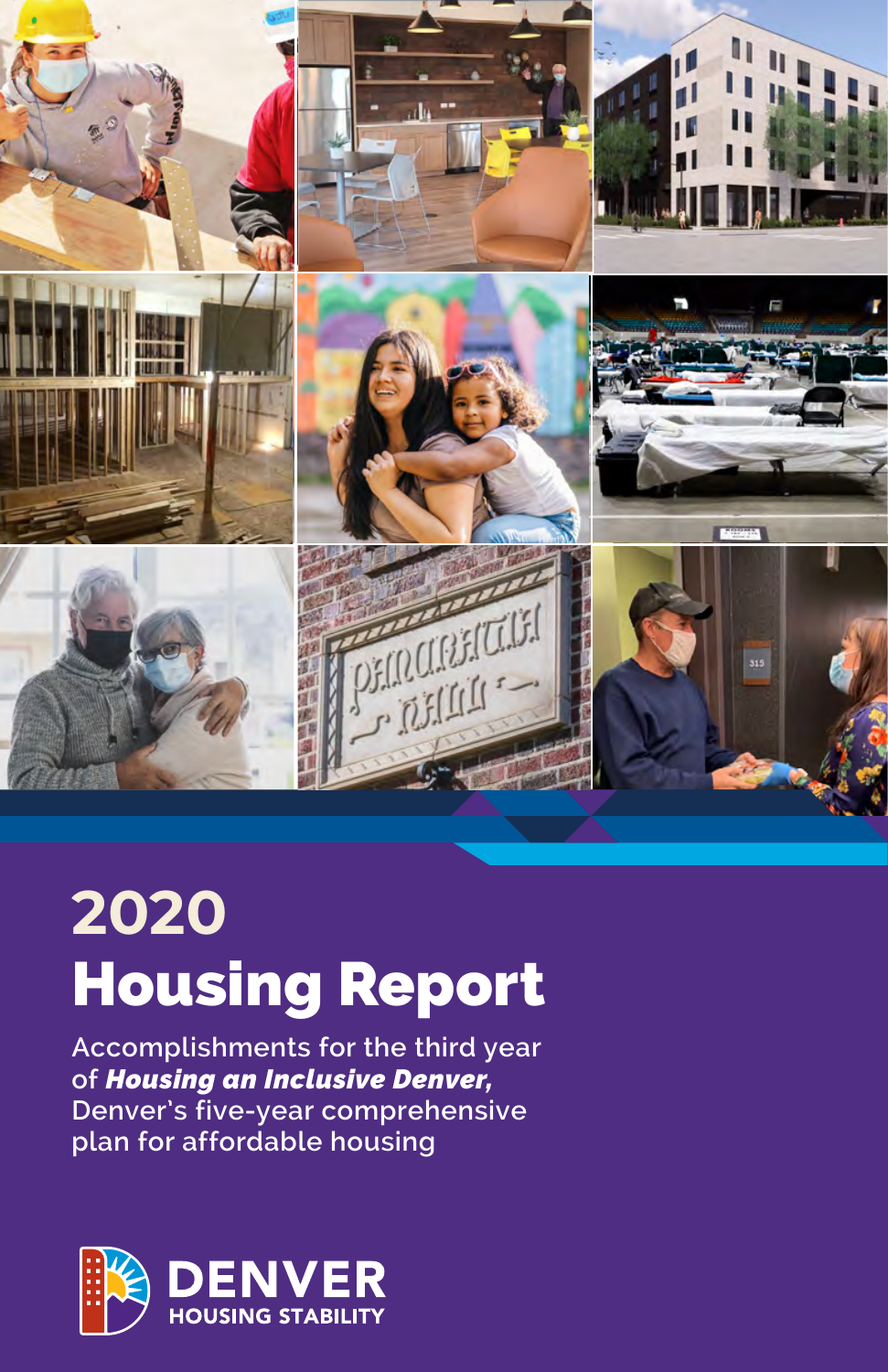# 2020 Housing Report

Accomplishments for the third year of ***Housing an Inclusive Denver,*** Denver's five-year comprehensive plan for affordable housing

DENVER
HOUSING STABILITY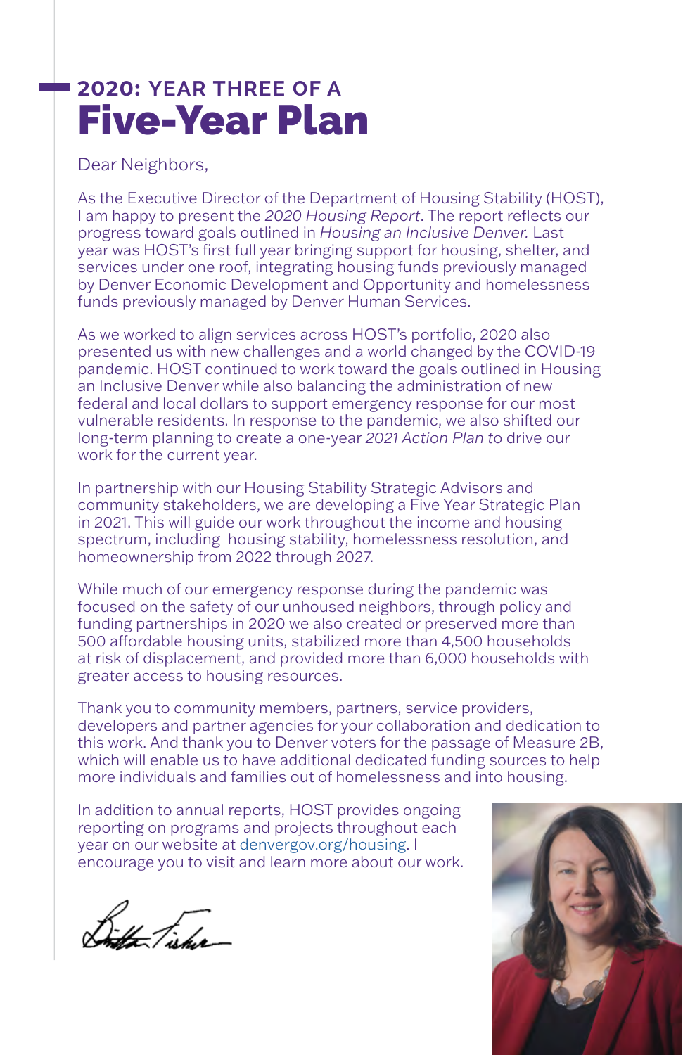# 2020: YEAR THREE OF A Five-Year Plan

Dear Neighbors,

As the Executive Director of the Department of Housing Stability (HOST), I am happy to present the *2020 Housing Report*. The report reflects our progress toward goals outlined in *Housing an Inclusive Denver.* Last year was HOST's first full year bringing support for housing, shelter, and services under one roof, integrating housing funds previously managed by Denver Economic Development and Opportunity and homelessness funds previously managed by Denver Human Services.

As we worked to align services across HOST's portfolio, 2020 also presented us with new challenges and a world changed by the COVID-19 pandemic. HOST continued to work toward the goals outlined in Housing an Inclusive Denver while also balancing the administration of new federal and local dollars to support emergency response for our most vulnerable residents. In response to the pandemic, we also shifted our long-term planning to create a one-year *2021 Action Plan* to drive our work for the current year.

In partnership with our Housing Stability Strategic Advisors and community stakeholders, we are developing a Five Year Strategic Plan in 2021. This will guide our work throughout the income and housing spectrum, including housing stability, homelessness resolution, and homeownership from 2022 through 2027.

While much of our emergency response during the pandemic was focused on the safety of our unhoused neighbors, through policy and funding partnerships in 2020 we also created or preserved more than 500 affordable housing units, stabilized more than 4,500 households at risk of displacement, and provided more than 6,000 households with greater access to housing resources.

Thank you to community members, partners, service providers, developers and partner agencies for your collaboration and dedication to this work. And thank you to Denver voters for the passage of Measure 2B, which will enable us to have additional dedicated funding sources to help more individuals and families out of homelessness and into housing.

In addition to annual reports, HOST provides ongoing reporting on programs and projects throughout each year on our website at denvergov.org/housing. I encourage you to visit and learn more about our work.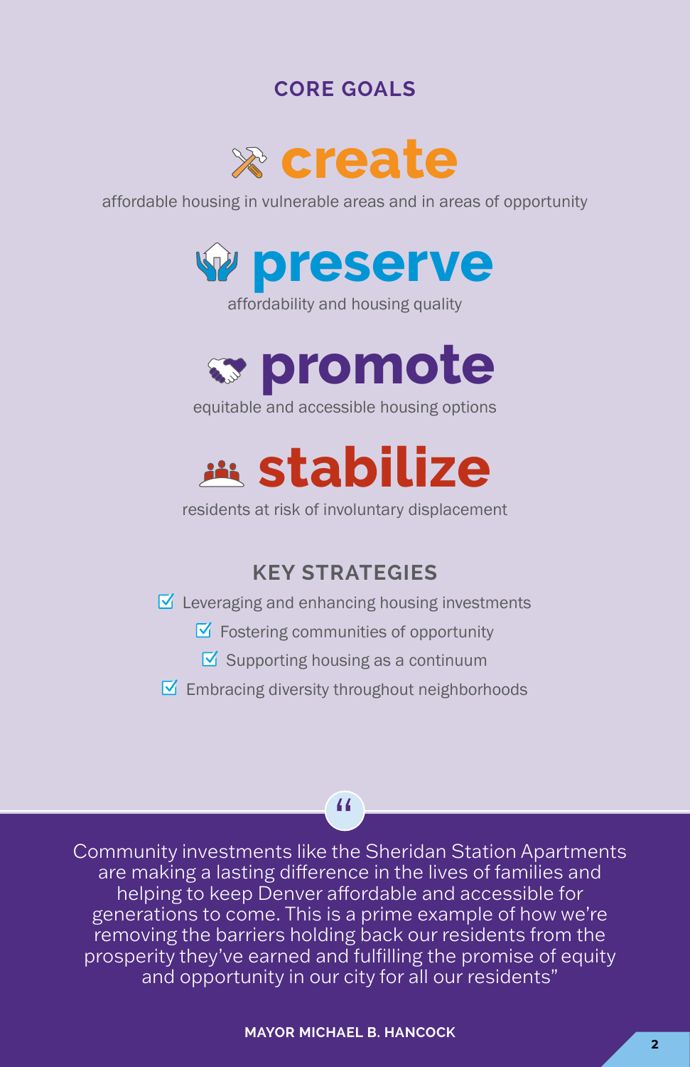## CORE GOALS

### create

affordable housing in vulnerable areas and in areas of opportunity

### preserve

affordability and housing quality

### promote

equitable and accessible housing options

### stabilize

residents at risk of involuntary displacement

## KEY STRATEGIES

- Leveraging and enhancing housing investments
- Fostering communities of opportunity
- Supporting housing as a continuum
- Embracing diversity throughout neighborhoods

> “Community investments like the Sheridan Station Apartments are making a lasting difference in the lives of families and helping to keep Denver affordable and accessible for generations to come. This is a prime example of how we’re removing the barriers holding back our residents from the prosperity they’ve earned and fulfilling the promise of equity and opportunity in our city for all our residents”

**MAYOR MICHAEL B. HANCOCK**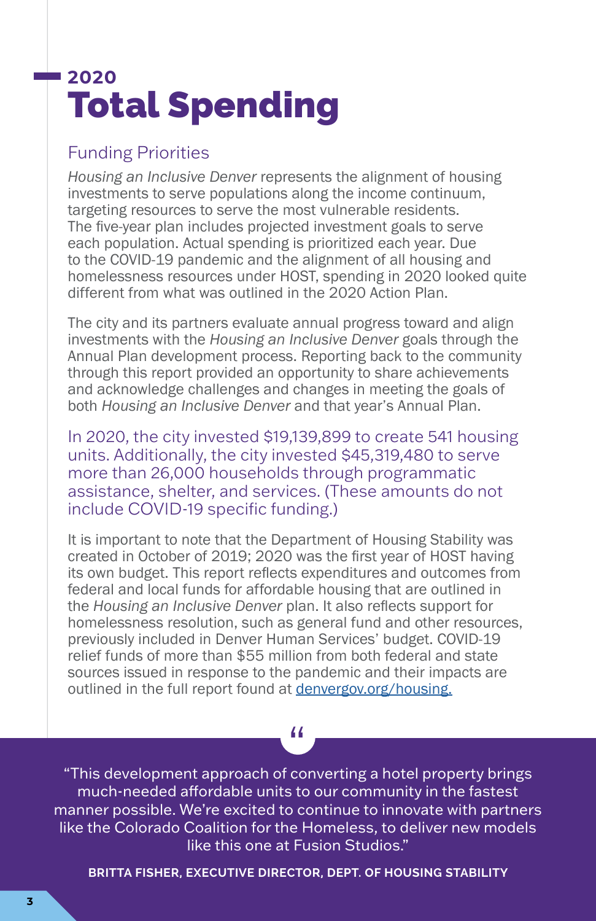# 2020 Total Spending

## Funding Priorities

*Housing an Inclusive Denver* represents the alignment of housing investments to serve populations along the income continuum, targeting resources to serve the most vulnerable residents. The five-year plan includes projected investment goals to serve each population. Actual spending is prioritized each year. Due to the COVID-19 pandemic and the alignment of all housing and homelessness resources under HOST, spending in 2020 looked quite different from what was outlined in the 2020 Action Plan.

The city and its partners evaluate annual progress toward and align investments with the *Housing an Inclusive Denver* goals through the Annual Plan development process. Reporting back to the community through this report provided an opportunity to share achievements and acknowledge challenges and changes in meeting the goals of both *Housing an Inclusive Denver* and that year's Annual Plan.

In 2020, the city invested $19,139,899 to create 541 housing units. Additionally, the city invested $45,319,480 to serve more than 26,000 households through programmatic assistance, shelter, and services. (These amounts do not include COVID-19 specific funding.)

It is important to note that the Department of Housing Stability was created in October of 2019; 2020 was the first year of HOST having its own budget. This report reflects expenditures and outcomes from federal and local funds for affordable housing that are outlined in the *Housing an Inclusive Denver* plan. It also reflects support for homelessness resolution, such as general fund and other resources, previously included in Denver Human Services' budget. COVID-19 relief funds of more than $55 million from both federal and state sources issued in response to the pandemic and their impacts are outlined in the full report found at [denvergov.org/housing.](denvergov.org/housing)

> "This development approach of converting a hotel property brings much-needed affordable units to our community in the fastest manner possible. We're excited to continue to innovate with partners like the Colorado Coalition for the Homeless, to deliver new models like this one at Fusion Studios."
>
> **BRITTA FISHER, EXECUTIVE DIRECTOR, DEPT. OF HOUSING STABILITY**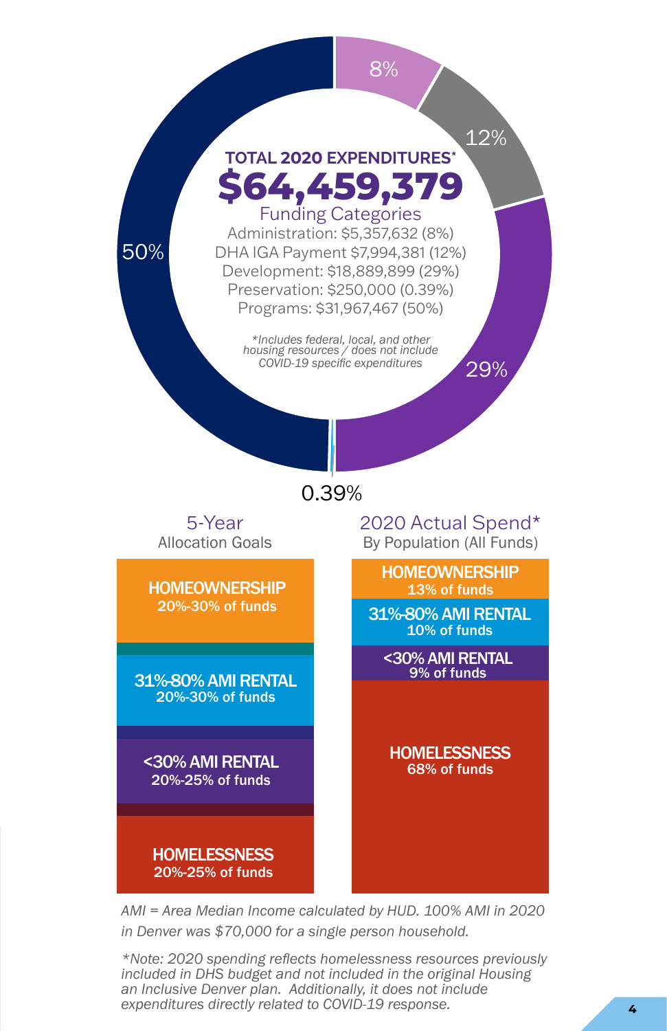## TOTAL 2020 EXPENDITURES*

## $64,459,379

**Funding Categories**

- Administration: $5,357,632 (8%)
- DHA IGA Payment $7,994,381 (12%)
- Development: $18,889,899 (29%)
- Preservation: $250,000 (0.39%)
- Programs: $31,967,467 (50%)

*\*Includes federal, local, and other housing resources / does not include COVID-19 specific expenditures*

8%

12%

29%

0.39%

50%

| 5-Year Allocation Goals | 2020 Actual Spend* By Population (All Funds) |
|---|---|
| **HOMEOWNERSHIP** 20%-30% of funds | **HOMEOWNERSHIP** 13% of funds |
| **31%-80% AMI RENTAL** 20%-30% of funds | **31%-80% AMI RENTAL** 10% of funds |
| **<30% AMI RENTAL** 20%-25% of funds | **<30% AMI RENTAL** 9% of funds |
| **HOMELESSNESS** 20%-25% of funds | **HOMELESSNESS** 68% of funds |

*AMI = Area Median Income calculated by HUD. 100% AMI in 2020 in Denver was $70,000 for a single person household.*

*\*Note: 2020 spending reflects homelessness resources previously included in DHS budget and not included in the original Housing an Inclusive Denver plan. Additionally, it does not include expenditures directly related to COVID-19 response.*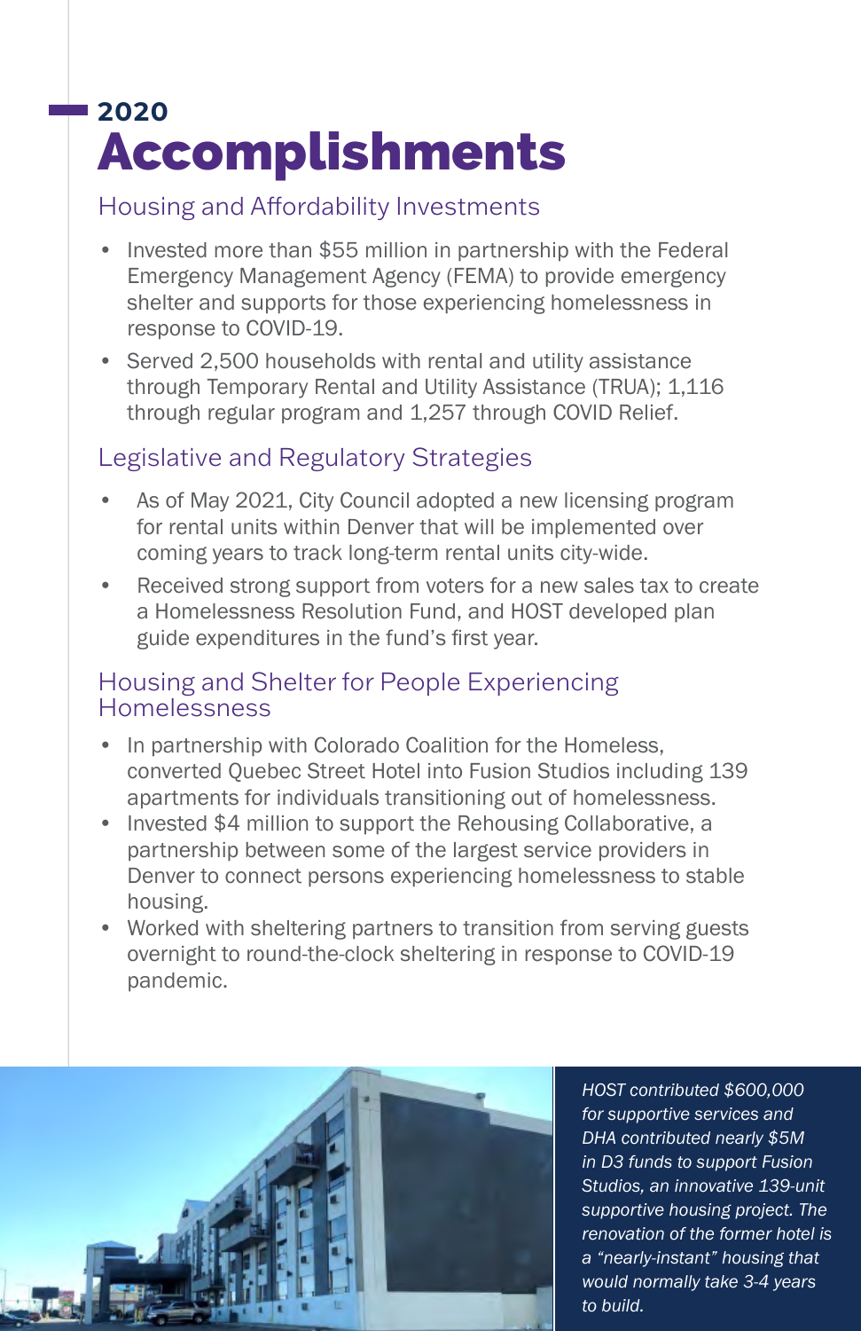# 2020 Accomplishments

## Housing and Affordability Investments

- Invested more than $55 million in partnership with the Federal Emergency Management Agency (FEMA) to provide emergency shelter and supports for those experiencing homelessness in response to COVID-19.
- Served 2,500 households with rental and utility assistance through Temporary Rental and Utility Assistance (TRUA); 1,116 through regular program and 1,257 through COVID Relief.

## Legislative and Regulatory Strategies

- As of May 2021, City Council adopted a new licensing program for rental units within Denver that will be implemented over coming years to track long-term rental units city-wide.
- Received strong support from voters for a new sales tax to create a Homelessness Resolution Fund, and HOST developed plan guide expenditures in the fund's first year.

## Housing and Shelter for People Experiencing Homelessness

- In partnership with Colorado Coalition for the Homeless, converted Quebec Street Hotel into Fusion Studios including 139 apartments for individuals transitioning out of homelessness.
- Invested $4 million to support the Rehousing Collaborative, a partnership between some of the largest service providers in Denver to connect persons experiencing homelessness to stable housing.
- Worked with sheltering partners to transition from serving guests overnight to round-the-clock sheltering in response to COVID-19 pandemic.

*HOST contributed $600,000 for supportive services and DHA contributed nearly $5M in D3 funds to support Fusion Studios, an innovative 139-unit supportive housing project. The renovation of the former hotel is a "nearly-instant" housing that would normally take 3-4 years to build.*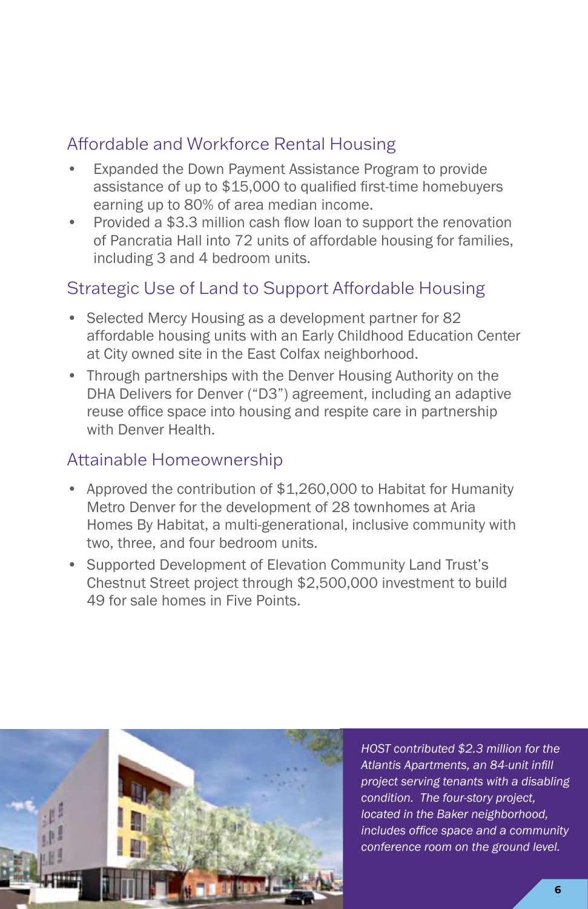## Affordable and Workforce Rental Housing

- Expanded the Down Payment Assistance Program to provide assistance of up to $15,000 to qualified first-time homebuyers earning up to 80% of area median income.
- Provided a $3.3 million cash flow loan to support the renovation of Pancratia Hall into 72 units of affordable housing for families, including 3 and 4 bedroom units.

## Strategic Use of Land to Support Affordable Housing

- Selected Mercy Housing as a development partner for 82 affordable housing units with an Early Childhood Education Center at City owned site in the East Colfax neighborhood.
- Through partnerships with the Denver Housing Authority on the DHA Delivers for Denver ("D3") agreement, including an adaptive reuse office space into housing and respite care in partnership with Denver Health.

## Attainable Homeownership

- Approved the contribution of $1,260,000 to Habitat for Humanity Metro Denver for the development of 28 townhomes at Aria Homes By Habitat, a multi-generational, inclusive community with two, three, and four bedroom units.
- Supported Development of Elevation Community Land Trust's Chestnut Street project through $2,500,000 investment to build 49 for sale homes in Five Points.

*HOST contributed $2.3 million for the Atlantis Apartments, an 84-unit infill project serving tenants with a disabling condition. The four-story project, located in the Baker neighborhood, includes office space and a community conference room on the ground level.*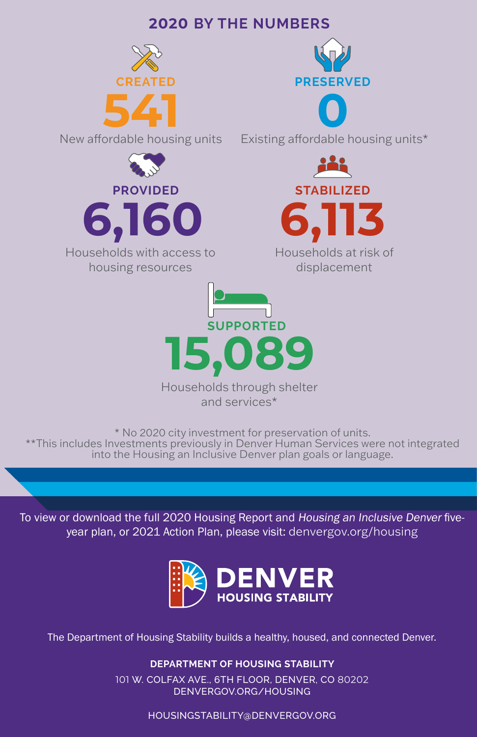## 2020 BY THE NUMBERS

**CREATED**

**541**

New affordable housing units

**PRESERVED**

**0**

Existing affordable housing units*

**PROVIDED**

**6,160**

Households with access to housing resources

**STABILIZED**

**6,113**

Households at risk of displacement

**SUPPORTED**

**15,089**

Households through shelter and services*

* No 2020 city investment for preservation of units.
**This includes Investments previously in Denver Human Services were not integrated into the Housing an Inclusive Denver plan goals or language.

To view or download the full 2020 Housing Report and *Housing an Inclusive Denver* five-year plan, or 2021 Action Plan, please visit: denvergov.org/housing

**DENVER HOUSING STABILITY**

The Department of Housing Stability builds a healthy, housed, and connected Denver.

**DEPARTMENT OF HOUSING STABILITY**

101 W. COLFAX AVE., 6TH FLOOR, DENVER, CO 80202
DENVERGOV.ORG/HOUSING

HOUSINGSTABILITY@DENVERGOV.ORG